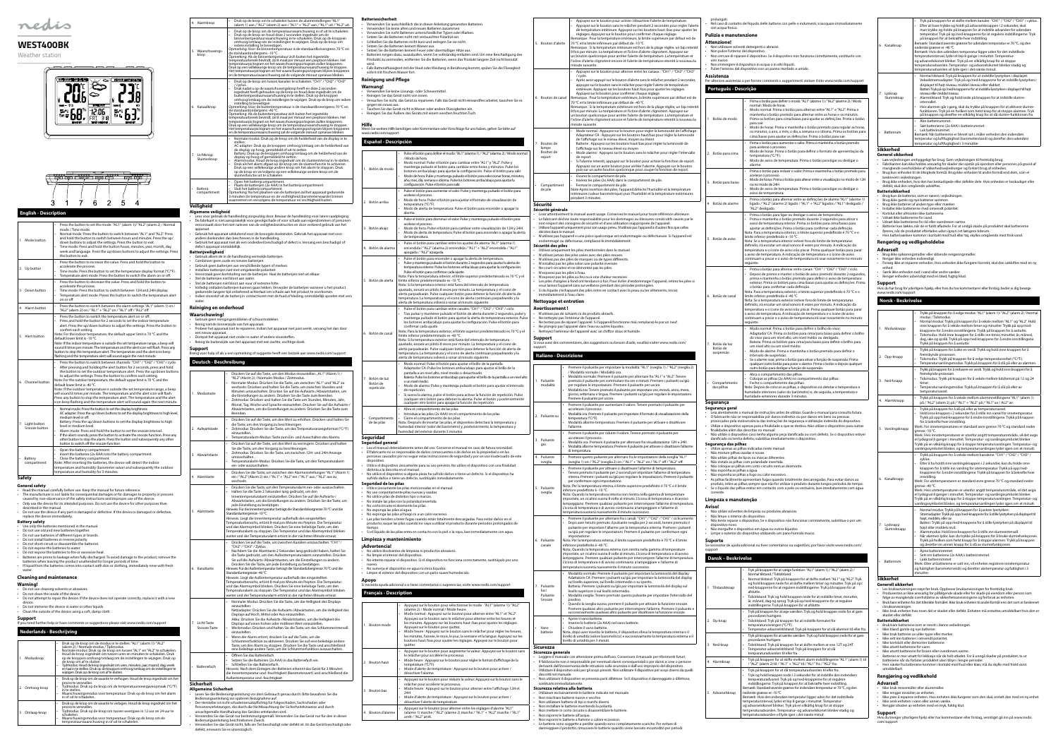# WEST400BK

Weather station

## English - Description

**1. Mode button**
- Press the button to set the mode: "AL1" (alarm 1) / "AL2" (alarm 2) / Normal mode / Time mode.
- Normal mode: Press the button to switch between "AL1" and "AL2". Press and hold the button to switch between hours and minutes. Press the up/down button to adjust the settings. Press the button to exit.
- Time mode: Press and hold the button hours, minutes, year, month, day, week and language. Press the up/down buttons to adjust the settings. Press the button to exit.

**2. Up button**
- Press the button to increase the value. Press and hold the button to accelerate the process.
- Time mode: Press the button to set the temperature display format (°C/°F).
- Temperature alert mode: Press the button to switch the alarm on or off.

**3. Down button**
- Press the button to decrease the value. Press and hold the button to accelerate the process.
- Time mode: Press the button to switch between 12Hr and 24Hr display.
- Temperature alert mode: Press the button to switch the temperature alert on or off.

**4. Alarm button**
- Press the button to switch between the alarm settings "AL1" (alarm 1) on / "AL2" (alarm 2) on / "AL1" + "AL2" on / "AL1" off / "AL2" off.

**5. Alert button**
- Press the button to switch the temperature alert on or off.
- Press and hold the button for 2 seconds to set the indoor temperature alert. Press the up/down buttons to adjust the settings. Press the button to confirm each setting.

Note: For the indoor temperature, the default upper limit is 70 °C and the default lower limit is -10 °C.

Note: If the indoor temperature is outside the set temperature range, a beep will sound 8 times per minute. The temperature and the alert icon will flash. Press any button to stop the temperature alert. The temperature and the alert icon keep flashing and the temperature alert will sound again the next minute.

**6. Channel button**
- Press the button to switch between channels: "CH1" / "CH2" / "CH3" / cycle.
- After pressing and holding the alert button for 2 seconds, press and hold the button to set the outdoor temperature alert. Press the up/down buttons to adjust the settings. Press the button to confirm each setting.

Note: For the outdoor temperature, the default upper limit is 70 °C and the default lower limit is -40 °C.

Note: If the outdoor temperature is outside the set temperature range, a beep will sound 8 times per minute. The temperature and the alert icon will flash. Press any button to stop the temperature alert. The temperature and the alert icon keep flashing and the temperature alert will sound again in the next minute.

**7. Light button Snooze button**
- Normal mode: Press the button to set the display brightness:
  AC adapter: Press the up/down button to set the display brightness to high level, medium level or off.
  Battery: Press the up/down buttons to set the display brightness to high level or medium level.
- Alarm mode: Press and hold the button to set the snooze interval.
- If the alarm sounds, press the button to activate the snooze function. Press other button to stop the alarm. Press the button and subsequently any other button to switch off the snooze function.

**8. Battery compartment**
- Open the battery compartment.
- Insert the batteries (2x AAA) into the battery compartment.
- Close the battery compartment.

Note: After inserting the batteries, the device will detect the indoor temperature and humidity (barometer value) and subsequently the outdoor temperature and humidity for 3 minutes.

### Safety

**General safety**
- Read the manual carefully before use. Keep the manual for future reference.
- The manufacturer is not liable for consequential damages or for damages to property or persons caused by non-observance of the safety instructions and improper use of the device.
- Only use the device for its intended purposes. Do not use the device for other purposes than described in the manual.
- Do not use the device if any part is damaged or defective. If the device is damaged or defective, replace the device immediately.

**Battery safety**
- Use only the batteries mentioned in the manual.
- Do not use old and new batteries together.
- Do not use batteries of different types or brands.
- Do not install batteries in reverse polarity.
- Do not short-circuit or disassemble the batteries.
- Do not expose the batteries to water.
- Do not expose the batteries to fire or excessive heat.
- Batteries are prone to leakage when fully discharged. To avoid damage to the product, remove the batteries when leaving the product unattended for longer periods of time.
- If liquid from the batteries comes into contact with skin or clothing, immediately rinse with fresh water.

### Cleaning and maintenance

**Warning!**
- Do not use cleaning solvents or abrasives.
- Do not clean the inside of the device.
- Do not attempt to repair the device. If the device does not operate correctly, replace it with a new device.
- Do not immerse the device in water or other liquids.
- Clean the outside of the device using a soft, damp cloth.

### Support

If you need further help or have comments or suggestions please visit www.nedis.com/support

## Nederlands - Beschrijving

**1. Modusknop**
- Druk op de knop om de modus in te stellen: "AL1" (alarm 1) / "AL2" (alarm 2) / Normale modus / Tijdmodus.
- Normale modus: Druk op de knop om tussen "AL1" en "AL2" te schakelen. Houd de knop ingedrukt om tussen uren en minuten te schakelen. Druk op de op/neer-knop om de instellingen te wijzigen. Druk op de knop om af te sluiten.
- Tijdmodus: Houd de knop ingedrukt om uren, minuten, jaar, maand, dag, week en taal te kiezen. Druk op de op/neerknop om de instellingen te wijzigen. Druk op de knop om af te sluiten.

**2. Omhoog-knop**
- Druk op de knop om de waarde te verhogen. Houd de knop ingedrukt om het proces te versnellen.
- Tijdmodus: Druk op de knop om de temperatuurweergave-opmaak (°C/°F) in te stellen.
- Waarschuwingsmodus voor temperatuur: Druk op de knop om het alarm in of uit te schakelen.

**3. Omlaag-knop**
- Druk op de knop om de waarde te verlagen. Houd de knop ingedrukt om het proces te versnellen.
- Tijdmodus: Druk op de knop om tussen weergave in 12 uur en 24 uur te schakelen.
- Waarschuwingsmodus voor temperatuur: Druk op de knop om de temperatuurwaarschuwing in of uit te schakelen.

**4. Alarmknop**
- Druk op de knop om te schakelen tussen de alarminstellingen "AL1" (alarm 1) aan / "AL2" (alarm 2) aan / "AL1" + "AL2" aan / "AL1" uit / "AL2" uit.

**5. Waarschuwingsknop**
- Druk op de knop om de temperatuurwaarschuwing in of uit te schakelen.
- Druk op de knop en houd deze 2 seconden ingedrukt om de binnentemperatuurwaarschuwing in te schakelen. Druk op de knoppen omhoog/omlaag om de instellingen te wijzigen. Druk op de knop om iedere instelling te bevestigen.

Opmerking: Voor de binnentemperatuur is de standaardbovengrens 70 °C en de standaardondergrens -10 °C.

Opmerking: Als de binnentemperatuur zich buiten het ingestelde temperatuurbereik bevindt, zal 8 maal per minuut een pieptoon klinken. Het temperatuurpictogram en het waarschuwingspictogram gaan knipperen. Druk op een willekeurige knop om de temperatuurwaarschuwing te stoppen. Het temperatuurpictogram en het waarschuwingspictogram blijven knipperen en de temperatuurwaarschuwing zal de volgende minuut opnieuw klinken.

**6. Kanaalknop**
- Druk op de knop om tussen kanalen te schakelen: "CH1" / "CH2" / "CH3" / cyclus.
- Druk nadat u op de waarschuwingsknop heeft en deze 2 seconden ingedrukt heeft gehouden op de knop en houd deze ingedrukt om de buitentemperatuurwaarschuwing in te stellen. Druk op de knoppen omhoog/omlaag om de instellingen te wijzigen. Druk op de knop om iedere instelling te bevestigen.

Opmerking: Voor de buitentemperatuur is de standaardbovengrens 70 °C en de standaardondergrens -40 °C.

Opmerking: Als de buitentemperatuur zich buiten het ingestelde temperatuurbereik bevindt, zal 8 maal per minuut een pieptoon klinken. Het temperatuurpictogram en het waarschuwingspictogram gaan knipperen. Druk op een willekeurige knop om de temperatuurwaarschuwing te stoppen. Het temperatuurpictogram en het waarschuwingspictogram blijven knipperen en de temperatuurwaarschuwing zal de volgende minuut opnieuw klinken.

**7. Lichtknop Sluimerknop**
- Normale modus: Druk op de knop om de helderheid van de display in te stellen:
  AC-adapter: Druk op de knoppen omhoog/omlaag om de helderheid van de display op hoog, gemiddeld of uit te zetten.
  Batterij: Druk op de knoppen omhoog/omlaag om de helderheid van de display op hoog of gemiddeld te zetten.
- Alarmmodus: Houd de knop ingedrukt om de sluimerinterval in te stellen.
- Druk als het alarm afgaat op de knop om de sluimerfunctie te activeren. Druk op een willekeurige andere knop om het alarm te stoppen. Druk op de knop en vervolgens op een willekeurige andere knop om de sluimerfunctie uit te schakelen.

**8. Batterijcompartiment**
- Open het batterijcompartiment.
- Plaats de batterijen (2x AAA) in het batterijcompartiment.
- Sluit het batterijcompartiment.

Opmerking: Na het plaatsen van de batterijen zal het apparaat gedurende 3 minuten de temperatuur en de vochtigheid (barometerwaarde) binnen waarnemen en vervolgens de temperatuur en vochtigheid buiten.

### Veiligheid

**Algemene veiligheid**
- Lees voor gebruik de handleiding zorgvuldig door. Bewaar de handleiding voor latere raadpleging.
- De fabrikant is niet aansprakelijk voor gevolgschade of voor schade aan eigendommen of personen veroorzaakt door het niet naleven van de veiligheidsinstructies en door verkeerd gebruik van het apparaat.
- Gebruik het apparaat uitsluitend voor de beoogde doeleinden. Gebruik het apparaat niet voor andere doeleinden dan beschreven in de handleiding.
- Gebruik het apparaat niet als een onderdeel beschadigd of defect is. Vervang een beschadigd of defect apparaat onmiddellijk.

**Batterijveiligheid**
- Gebruik alleen de in de handleiding vermelde batterijen.
- Combineer geen oude en nieuwe batterijen.
- Gebruik geen batterijen van verschillende typen of merken.
- Installeer batterijen niet met omgekeerde polariteit.
- Veroorzaak geen kortsluiting van de batterijen. Haal de batterijen niet uit elkaar.
- Stel de batterijen niet bloot aan water.
- Stel de batterijen niet bloot aan vuur of extreme hitte.
- Volledig ontladen batterijen kunnen gaan lekken. Verwijder de batterijen wanneer u het product gedurende langere tijd onbeheerd achterlaat om schade aan het product te voorkomen.
- Indien vloeistof uit de batterij in contact komt met de huid of kleding, onmiddellijk spoelen met vers water.

### Reiniging en onderhoud

**Waarschuwing!**
- Gebruik geen reinigingsmiddelen of schuurmiddelen.
- Reinig niet de binnenzijde van het apparaat.
- Probeer het apparaat niet te repareren. Indien het apparaat niet juist werkt, vervang het dan door een nieuw apparaat.
- Dompel het apparaat niet onder in water of andere vloeistoffen.
- Reinig de buitenzijde van het apparaat met een zachte, vochtige doek.

### Support

Breng voor hulp of als u een opmerking of suggestie heeft een bezoek aan www.nedis.com/support

## Deutsch - Beschreibung

**1. Modustaste**
- Drücken Sie auf die Taste, um den Modus einzustellen: „AL1" (Alarm 1) / „AL2" (Alarm 2) / Normaler Modus / Zeitmodus.
- Normaler Modus: Drücken Sie die Taste, um zwischen „AL1" und „AL2" zu wechseln. Drücken und halten Sie die Taste, um zwischen Stunden und Minuten umzuschalten. Drücken Sie auf die Auf-/Abwärtstasten, um die Einstellungen zu ändern. Drücken Sie auf die Taste zum Beenden.
- Zeitmodus: Drücken und halten Sie die Taste um Stunden, Minuten, Jahr, Monat, Tag, Woche und Sprache auszuwählen. Drücken Sie auf die Auf-/Abwärtstasten, um die Einstellungen zu ändern. Drücken Sie die Taste zum Beenden.

**2. Aufwärtstaste**
- Drücken Sie auf die Taste, um den Wert zu erhöhen. Drücken und halten Sie die Taste, um den Vorgang zu beschleunigen.
- Zeitmodus: Drücken Sie die Taste, um das Temperaturanzeigeformat (°C/°F) einzustellen.
- Temperaturalarm-Modus: Taste zum Ein- und Ausschalten des Alarms.

**3. Abwärtstaste**
- Drücken Sie auf die Taste, um den Wert zu verringern. Drücken und halten Sie die Taste, um den Vorgang zu beschleunigen.
- Zeitmodus: Drücken Sie die Taste, um zwischen 12H- und 24H-Anzeige umzuschalten.
- Temperaturalarm-Modus: Drücken Sie die Taste, um den Temperaturalarm ein- oder auszuschalten.

**4. Alarmtaste**
- Drücken Sie die Taste, um zwischen den Alarmeinstellungen „AL1" (Alarm 1) ein / „AL2" (Alarm 2) ein / „AL1" + „AL2" ein / „AL1" aus / „AL2" aus zu wechseln.

**5. Alarmtaste**
- Drücken Sie die Taste, um den Temperaturalarm ein- oder auszuschalten.
- Halten Sie die Taste 2 Sekunden lang gedrückt, um den Innentemperaturalarm einzustellen. Drücken Sie auf die Aufwärts-/Abwärtstasten, um die Einstellungen zu ändern. Drücken Sie die Taste, um jede Einstellung zu bestätigen.

Hinweis: Für die Innentemperatur beträgt die Standardobergrenze 70 °C und die Standarduntergrenze -10 °C.

Hinweis: Liegt die Innentemperatur außerhalb des eingestellten Temperaturbereichs, ertönt 8 mal pro Minute ein Piepton. Die Temperatur und das Alarmsymbol blinken. Drücken Sie eine beliebige Taste, um den Temperaturalarm zu stoppen. Die Temperatur und das Alarmsymbol blinken weiter und der Temperaturalarm ertönt in der nächsten Minute erneut.

**6. Kanaltaste**
- Drücken Sie auf die Taste, um zwischen Kanälen umzuschalten: "CH1" / "CH2" / "CH3" / Zyklus.
- Nachdem Sie die Alarmtaste 2 Sekunden lang gedrückt halten, halten Sie die Taste gedrückt, um den Außentemperaturalarm einzustellen. Drücken Sie auf die Aufwärts-/Abwärtstasten, um die Einstellungen zu ändern. Drücken Sie die Taste, um jede Einstellung zu bestätigen.

Hinweis: Für die Außentemperatur beträgt die Standardobergrenze 70 °C und die Standarduntergrenze -40 °C.

Hinweis: Liegt die Außentemperatur außerhalb des eingestellten Temperaturbereichs, ertönt 8 mal pro Minute ein Piepton. Die Temperatur und das Alarmsymbol blinken. Drücken Sie eine beliebige Taste, um den Temperaturalarm zu stoppen. Die Temperatur und das Alarmsymbol blinken weiter und der Temperaturalarm ertönt in der nächsten Minute erneut.

**7. Licht-Taste Snooze-Taste**
- Normaler Modus: Drücken Sie die Taste, um die Helligkeit des Displays einzustellen:
  Netzadapter: Drücken Sie die Aufwärts-/Abwärtstaste, um die Helligkeit des Displays auf hoch, Mittel oder Aus einzustellen.
  Akku: Drücken Sie die Aufwärts-/Abwärtstasten, um die Helligkeit des Displays auf einen hohen oder mittleren Wert einzustellen.
- Weckmodus: Drücken und halten Sie die Taste, um das Schlummerintervall einzustellen.
- Wenn der Alarm ertönt, drücken Sie auf die Taste, um die Schlummerfunktion zu aktivieren. Drücken Sie auf eine beliebige andere Taste, um den Alarm zu stoppen. Drücken Sie die Taste und anschließend eine beliebige andere Taste, um die Schlummerfunktion auszuschalten.

**8. Batteriefach**
- Öffnen Sie das Batteriefach.
- Setzen Sie die Batterien (2x AAA) in das Batteriefach ein.
- Schließen Sie das Batteriefach.

Hinweis: Nach dem Einlegen der Batterien erkennt das Gerät für 3 Minuten die Innentemperatur und -feuchtigkeit (Barometerwert) und anschließend die Außentemperatur und -feuchtigkeit.

### Sicherheit

**Allgemeine Sicherheit**
- Lesen Sie die Bedienungsanleitung vor dem Gebrauch genau durch. Bitte bewahren Sie die Bedienungsanleitung zur späteren Bezugnahme auf.
- Der Hersteller ist nicht schadensersatzpflichtig für Folgeschäden, Sachschäden oder Personenverletzungen, die durch die Nichtbeachtung der Sicherheitshinweise und durch unsachgemäße Handhabung des Gerätes entstanden sind.
- Verwenden Sie das Gerät nur bestimmungsgemäß. Verwenden Sie das Gerät nur für den in dieser Bedienungsanleitung beschriebenen Zweck.
- Verwenden Sie das Gerät nicht, falls ein Teil beschädigt oder defekt ist. Ist das Gerät beschädigt oder defekt, ersetzen Sie es unverzüglich.

**Batteriesicherheit**
- Verwenden Sie ausschließlich die in dieser Anleitung genannten Batterien.
- Verwenden Sie keine alten und neuen Batterien zusammen.
- Verwenden Sie nicht Batterien unterschiedlicher Typen oder Marken.
- Setzen Sie die Batterien nicht mit vertauschter Polarität ein.
- Schließen Sie die Batterien nicht kurz und zerlegen Sie sie nicht.
- Setzen Sie die Batterien keinem Wasser aus.
- Setzen Sie die Batterien keinem Feuer oder übermäßiger Hitze aus.
- Batterien neigen dazu, auszulaufen, wenn sie vollständig entladen sind. Um eine Beschädigung des Produkts zu vermeiden, entfernen Sie die Batterien, wenn das Produkt längere Zeit nicht benutzt wird.
- Falls Batterieflüssigkeit mit der Haut oder Kleidung in Berührung kommt, spülen Sie die Flüssigkeit sofort mit frischem Wasser fort.

### Reinigung und Pflege

**Warnung!**
- Verwenden Sie keine Lösungs- oder Scheuermittel.
- Reinigen Sie das Gerät nicht von innen.
- Versuchen Sie nicht, das Gerät zu reparieren. Falls das Gerät nicht einwandfrei arbeitet, tauschen Sie es gegen ein neues aus.
- Tauchen Sie das Gerät nicht in Wasser oder andere Flüssigkeiten ein.
- Reinigen Sie das Äußere des Geräts mit einem weichen feuchten Tuch.

### Hilfe

Wenn Sie weitere Hilfe benötigen oder Kommentare oder Vorschläge für uns haben, gehen Sie bitte auf www.nedis.com/support

## Español - Descripción

**1. Botón de modo**
- Pulse el botón para definir el modo: "AL1" (alarma 1) / "AL2" (alarma 2) / Modo normal / Modo de hora.
- Modo normal: Pulse el botón para cambiar entre "AL1" y "AL2". Pulse y mantenga pulsado el botón para cambiar entre horas y minutos. Pulse los botones arriba/abajo para ajustar la configuración. Pulse el botón para salir.
- Modo de hora: Pulse y mantenga pulsado el botón para seleccionar horas, minutos, año, mes, día, semana e idioma. Pulse los botones arriba/abajo para ajustar la configuración. Pulse el botón para salir.

**2. Botón arriba**
- Pulse el botón para aumentar el valor. Pulse y mantenga pulsado el botón para acelerar el proceso.
- Modo de hora: Pulse el botón para ajustar el formato de visualización de temperatura (°C/°F).
- Modo de alerta de temperatura: Pulse el botón para encender o apagar la alarma.

**3. Botón abajo**
- Pulse el botón para disminuir el valor. Pulse y mantenga pulsado el botón para acelerar el proceso.
- Modo de hora: Pulse el botón para cambiar entre visualización de 12H y 24H.
- Modo de alerta de temperatura: Pulse el botón para encender o apagar la alerta de temperatura.

**4. Botón de alarma**
- Pulse el botón para cambiar entre los ajustes de alarma "AL1" (alarma 1) encendida / "AL2" (alarma 2) encendida / "AL1" + "AL2" encendida / "AL1" apagada / "AL2" apagada.

**5. Botón de alerta**
- Pulse el botón para encender o apagar la alerta de temperatura.
- Pulse y mantenga pulsado el botón durante 2 segundos para ajustar la alerta de temperatura interior. Pulse los botones arriba/abajo para ajustar la configuración. Pulse el botón para confirmar cada ajuste.

Nota: Para la temperatura interior, el límite superior predeterminado es 70 °C y el límite inferior predeterminado es -10 °C.

Nota: Si la temperatura interior está fuera del intervalo de temperatura ajustado, sonará un pitido 8 veces por minuto. La temperatura y el icono de alerta parpadearán. Pulse cualquier botón para detener la alerta de temperatura. La temperatura y el icono de alerta continúan parpadeando y la alerta de temperatura volverá a sonar al minuto siguiente.

**6. Botón de canal**
- Pulse el botón para cambiar entre canales: "CH1" / "CH2" / "CH3" / ciclo.
- Tras pulsar y mantener pulsado el botón de alerta durante 2 segundos, pulse y mantenga pulsado el botón para ajustar la alerta de temperatura exterior. Pulse los botones arriba/abajo para ajustar la configuración. Pulse el botón para confirmar cada ajuste.

Nota: Para la temperatura exterior, el límite superior predeterminado es 70 °C y el límite inferior predeterminado es -40 °C.

Nota: Si la temperatura exterior está fuera del intervalo de temperatura ajustado, sonará un pitido 8 veces por minuto. La temperatura y el icono de alerta parpadearán. Pulse cualquier botón para detener la función de alerta de temperatura. La temperatura y el icono de alerta continúan parpadeando y la alerta de temperatura volverá a sonar al minuto siguiente.

**7. Botón de luz Botón de repetición**
- Modo normal: Pulse el botón para ajustar el brillo de la pantalla:
  Adaptador CA: Pulse los botones arriba/abajo para ajustar el brillo de la pantalla a un nivel alto, nivel medio o desactivado.
  Batería: Pulse los botones arriba/abajo para ajustar el brillo de la pantalla a un nivel alto o un nivel medio.
- Modo de alarma: Pulse y mantenga pulsado el botón para ajustar el intervalo de repetición.
- Si suena la alarma, pulse el botón para activar la función de repetición. Pulse otro botón para detener la alarma. Pulse el botón y posteriormente cualquier otro botón para apagar la función de repetición.

**8. Compartimento de las pilas**
- Abra el compartimento de las pilas.
- Introduzca las pilas (2x AAA) en el compartimento de las pilas.
- Cierre el compartimento de las pilas.

Nota: Después de insertar las pilas, el dispositivo detectará la temperatura y humedad interior (valor del barómetro) y, posteriormente, la temperatura y humedad del exterior durante 3 minutos.

### Seguridad

**Seguridad general**
- Lea el manual detenidamente antes del uso. Conserve el manual en caso de futura necesidad.
- El fabricante no es responsable de daños consecuentes o de daños en la propiedad o en las personas causados por no seguir estas instrucciones de seguridad y por un uso inadecuado de este dispositivo.
- Utilice el dispositivo únicamente para su uso previsto. No utilice el dispositivo con una finalidad distinta a la descrita en el manual.
- No utilice el dispositivo si alguna parte ha sufrido daños o tiene un defecto. Si el dispositivo ha sufrido daños o tiene un defecto, sustitúyalo inmediatamente.

**Seguridad de las pilas**
- Utilice únicamente las pilas mencionadas en el manual.
- No use pilas nuevas y viejas juntas.
- No utilice pilas de distintos tipos o marcas.
- No instale las pilas con la polaridad invertida.
- No cortocircuite ni desmonte las pilas.
- No exponga las pilas al agua.
- No exponga las pilas al fuego ni a un calor excesivo.
- Las pilas tienden a tener fugas cuando están totalmente descargadas. Para evitar daños en el producto, retire las pilas cuando no vaya a utilizar el producto durante periodos prolongados de tiempo.
- Si el líquido de las pilas entra en contacto con la piel o la ropa, lave inmediatamente con agua.

### Limpieza y mantenimiento

**¡Advertencia!**
- No utilice disolventes de limpieza ni productos abrasivos.
- No limpie el interior del dispositivo.
- No intente reparar el dispositivo. Si el dispositivo no funciona correctamente, sustitúyalo por uno nuevo.
- No sumerja el dispositivo en agua ni otros líquidos.
- Limpie el exterior del dispositivo con un paño suave humedecido.

### Apoyo

Si necesita ayuda adicional o si tiene comentarios o sugerencias, visite www.nedis.com/support

## Français - Description

**1. Bouton mode**
- Appuyez sur le bouton pour sélectionner le mode : "AL1" (alarme 1) / "AL2" (alarme 2) / Mode normal / Mode heure.
- Mode normal : Appuyez sur le bouton pour alterner entre "AL1" et "AL2". Appuyez sur le bouton sans le relâcher pour alterner entre les heures et les minutes. Appuyez sur les boutons haut / bas pour ajuster les réglages. Appuyez sur le bouton pour quitter.
- Mode heure : Appuyez sur le bouton sans le relâcher pour régler les heures, les minutes, l'année, le mois, le jour, la semaine et la langue. Appuyez sur les boutons haut / bas pour ajuster les réglages. Appuyez sur le bouton pour quitter.

**2. Bouton haut**
- Appuyez sur le bouton pour augmenter la valeur. Appuyez sur le bouton sans le relâcher pour accélérer le processus.
- Mode heure : Appuyez sur le bouton pour régler le format d'affichage de la température (°C/°F).
- Mode d'alerte de température : Appuyez sur le bouton pour activer / désactiver l'alarme.

**3. Bouton bas**
- Appuyez sur le bouton pour réduire la valeur. Appuyez sur le bouton sans le relâcher pour accélérer le processus.
- Mode heure : Appuyez sur le bouton pour alterner entre l'affichage 12H et 24H.
- Mode d'alerte de température : Appuyez sur le bouton pour activer / désactiver l'alerte de température.

**4. Bouton d'alarme**
- Appuyez sur le bouton pour alterner entre les réglages d'alarme "AL1" (alarme 1) marche / "AL2" (alarme 2) marche / "AL1" + "AL2" marche / "AL1" arrêt / "AL2" arrêt.

**5. Bouton d'alerte**
- Appuyez sur le bouton pour activer / désactiver l'alerte de température.
- Appuyez sur le bouton sans le relâcher pendant 2 secondes pour régler l'alerte de température intérieure. Appuyez sur les boutons haut / bas pour ajuster les réglages. Appuyez sur le bouton pour confirmer chaque réglage.

Remarque : Pour la température intérieure, la limite supérieure par défaut est de 70 °C et la limite inférieure par défaut de -10 °C.

Remarque : Si la température intérieure est hors de la plage réglée, un bip retentit 8 fois par minute. La température et l'icône d'alerte clignotent. Appuyez sur un bouton quelconque pour arrêter l'alerte de température. La température et l'icône d'alerte continuent de clignoter et l'alerte de température retentit à nouveau la minute suivante.

**6. Bouton de canal**
- Appuyez sur le bouton pour alterner entre les canaux : "CH1" / "CH2" / "CH3" / cycle.
- Après avoir appuyé sur le bouton d'alerte sans le relâcher pendant 2 secondes, appuyez sur le bouton sans le relâcher pour régler l'alerte de température extérieure. Appuyez sur les boutons haut / bas pour ajuster les réglages. Appuyez sur le bouton pour confirmer chaque réglage.

Remarque : Pour la température extérieure, la limite supérieure par défaut est de 70 °C et la limite inférieure par défaut de -40 °C.

Remarque : Si la température extérieure est hors de la plage réglée, un bip retentit 8 fois par minute. La température et l'icône d'alerte clignotent. Appuyez sur un bouton quelconque pour arrêter l'alerte de température. La température et l'icône d'alerte continuent de clignoter et l'alerte de température retentit à nouveau la minute suivante.

**7. Bouton de lampe Bouton de report**
- Mode normal : Appuyez sur le bouton pour régler la luminosité de l'affichage :
  Adaptateur CA : Appuyez sur les boutons haut/bas pour régler la luminosité de l'affichage sur le niveau élevé, moyen ou éteint.
  Batterie : Appuyez sur les boutons haut/bas pour régler la luminosité de l'affichage sur le niveau élevé ou moyen.
- Mode alarme : Appuyez sur le bouton sans le relâcher pour régler l'intervalle de report.
- Si l'alarme retentit, appuyez sur le bouton pour activer la fonction de report. Appuyez sur un autre bouton pour arrêter l'alarme. Appuyez sur le bouton puis sur un autre bouton quelconque pour couper la fonction de report.

**8. Compartiment de pile**
- Ouvrez le compartiment de pile.
- Insérez les piles (2x AAA) dans le compartiment de pile.
- Fermez le compartiment de pile.

Note : Après insertion des piles, l'appareil détecte l'humidité et la température intérieures (valeur barométrique) puis l'humidité et la température extérieures pendant 3 minutes.

### Sécurité

**Sécurité générale**
- Lisez attentivement le manuel avant usage. Conservez le manuel pour toute référence ultérieure.
- Le fabricant décline toute responsabilité pour les dommages ou blessures consécutifs causés par le non-respect des consignes de sécurité et d'une utilisation inappropriée de l'appareil.
- Utilisez l'appareil uniquement pour son usage prévu. N'utilisez pas l'appareil à d'autres fins que celles décrites dans le manuel.
- N'utilisez pas l'appareil si une pièce quelconque est endommagée ou défectueuse. Si l'appareil est endommagé ou défectueux, remplacez-le immédiatement.

**Sécurité des piles**
- Utilisez uniquement les piles mentionnées dans le manuel.
- N'utilisez jamais des piles usées avec des piles neuves.
- N'utilisez pas des piles de marques ou de types différents.
- N'installez pas les piles selon une polarité inversée.
- Ne court-circuitez ni ne démontez les piles.
- N'exposez pas les piles à l'eau.
- N'exposez pas les piles au feu ou à une chaleur excessive.
- Les piles ont tendance à fuir. Pour éviter d'endommager l'appareil, retirez les piles si vous laissez l'appareil sans surveillance pendant des périodes prolongées.
- Si du liquide s'échappant des piles entre en contact avec la peau ou les vêtements, rincez immédiatement à l'eau claire.

### Nettoyage et entretien

**Avertissement !**
- N'utilisez pas de solvants ni de produits abrasifs.
- Ne nettoyez pas l'intérieur de l'appareil.
- Ne tentez pas de réparer l'appareil. Si l'appareil fonctionne mal, remplacez-le par un neuf.
- Ne plongez pas l'appareil dans l'eau ou autres liquides.
- Nettoyez l'extérieur de l'appareil avec un chiffon doux et humide.

### Support

Si vous avez des commentaires, des suggestions ou besoin d'aide, veuillez visiter www.nedis.com/support

## Italiano - Descrizione

**1. Pulsante modalità**
- Premere il pulsante per impostare la modalità: "AL1" (sveglia 1) / "AL2" (sveglia 2) / Modalità normale / Modalità ora.
- Modalità normale: Premere il pulsante per alternare tra "AL1" e "AL2". Tenere premuto il pulsante per commutare tra ore e minuti. Premere i pulsanti su/giù per regolare le impostazioni. Premere il pulsante per uscire.
- Modalità ora: Tenere premuto il pulsante per impostare ore, minuti, anno, mese, giorno, settimana e lingua. Premere i pulsanti su/giù per regolare le impostazioni. Premere il pulsante per uscire.

**2. Pulsante su**
- Premere il pulsante per aumentare il valore. Tenere premuto il pulsante per accelerare il processo.
- Modalità ora: Premere il pulsante per impostare il formato di visualizzazione della temperatura (°C/°F).
- Modalità allarme temperatura: Premere il pulsante per attivare o disattivare l'allarme.

**3. Pulsante giù**
- Premere il pulsante per ridurre il valore. Tenere premuto il pulsante per accelerare il processo.
- Modalità ora: Premere il pulsante per alternare fra visualizzazione 12H e 24H.
- Modalità allarme temperatura: Premere il pulsante per attivare o disattivare l'allarme di temperatura.

**4. Pulsante sveglia**
- Premere questo pulsante per alternare fra le impostazioni della sveglia "AL1" (sveglia 1) on / "AL2" (sveglia 2) on / "AL1" + "AL2" on / "AL1" off / "AL2" off.

**5. Pulsante allarme**
- Premere il pulsante per attivare o disattivare l'allarme di temperatura.
- Tenere premuto il pulsante per 2 secondi per impostare l'allarme di temperatura interna. Premere i pulsanti su/giù per regolare le impostazioni. Premere il pulsante per confermare ogni impostazione.

Nota: Per la temperatura interna, il limite superiore predefinito è 70 °C e il limite inferiore predefinito è -10 °C.

Nota: Quando la temperatura interna non rientra nella gamma di temperature impostate, si sentirà suonare 8 volte al minuto. L'icona di temperatura e di avviso lampeggiano. Premere qualsiasi pulsante per interrompere l'allarme di temperatura. L'icona di temperatura e di avviso continuano a lampeggiare e l'allarme di temperatura suonerà nuovamente il minuto successivo.

**6. Pulsante canale**
- Premere il pulsante per alternare fra i canali: "CH1" / "CH2" / "CH3" / ciclo.
- Dopo aver tenuto premuto il pulsante di allarme per 2 secondi, tenere premuto il pulsante per impostare l'allarme per la temperatura esterna. Premere i pulsanti su/giù per regolare le impostazioni. Premere il pulsante per confermare ogni impostazione.

Nota: Per la temperatura esterna, il limite superiore predefinito è 70 °C e il limite inferiore predefinito è -40 °C.

Nota: Quando la temperatura esterna non rientra nella gamma di temperature impostate, si sentirà suonare 8 volte al minuto. L'icona di temperatura e di avviso lampeggiano. Premere qualsiasi pulsante per interrompere l'allarme di temperatura. L'icona di temperatura e di avviso continuano a lampeggiare e l'allarme di temperatura suonerà nuovamente il minuto successivo.

**7. Pulsante luce Pulsante Snooze**
- Modalità normale: Premere il pulsante per impostare la luminosità del display:
  Adattatore CA: Premere i pulsanti su/giù per impostare la luminosità del display su alto, medio o spento.
  Batteria: Premere i pulsanti su/giù per impostare la luminosità del display su livello superiore o medio.
- Modalità sveglia: Tenere premuto questo pulsante per impostare l'intervallo dello snooze.
- Quando la sveglia suona, premere il pulsante per attivare la funzione snooze. Premere qualsiasi altro pulsante per arrestare la sveglia. Premere il pulsante e successivamente qualsiasi altro pulsante per disattivare la funzione snooze.

**8. Vano batterie**
- Aprire il vano batterie.
- Inserire le batterie (2x AAA) nel vano batterie.
- Chiudere il vano batterie.

Nota: dopo aver inserito le batterie, il dispositivo rileva la temperatura interna e il livello di umidità (valore barometrico) e successivamente la temperatura esterna e il livello di umidità per 3 minuti.

### Sicurezza

**Sicurezza generale**
- Leggere il manuale con attenzione prima dell'uso. Conservare il manuale per riferimenti futuri.
- Il fabbricante non è responsabile per eventuali danni conseguenti o per danni a cose o persone derivanti dall'inosservanza delle istruzioni sulla sicurezza o dall'uso improprio del dispositivo.
- Utilizzare il dispositivo solo per gli scopi previsti. Non utilizzare il dispositivo per scopi diversi da quelli descritti nel manuale.
- Non utilizzare il dispositivo se presenta parti difettose. Se il dispositivo è danneggiato o difettoso, sostituirlo immediatamente.

**Sicurezza relativa alla batteria**
- Utilizzare esclusivamente le batterie indicate nel manuale.
- Non mischiare batterie nuove e vecchie.
- Non utilizzare batterie di tipi o marchi diversi.
- Non installare le batterie invertendo la polarità.
- Non mettere in corto circuito o disassemblare le batterie.
- Non esporre le batterie all'acqua.
- Non esporre le batterie a fiamme o calore eccessivo.
- Le batterie sono soggette a perdite quando sono completamente scariche. Per evitare di danneggiare il prodotto, rimuovere le batterie quando viene lasciato incustodito per periodi prolungati.
- Nel caso di contatto del liquido delle batterie con pelle o indumenti, sciacquare immediatamente con acqua fresca.

### Pulizia e manutenzione

**Attenzione!**
- Non utilizzare solventi detergenti o abrasivi.
- Non pulire l'interno del dispositivo.
- Non cercare di riparare il dispositivo. Se il dispositivo non funziona correttamente, sostituirlo con uno nuovo.
- Non immergere il dispositivo in acqua o in altri liquidi.
- Pulire l'esterno del dispositivo con un panno morbido e umido.

### Assistenza

Per ulteriore assistenza o per fornire commenti o suggerimenti visitare il sito www.nedis.com/support

## Português - Descrição

**1. Botão de modo**
- Prima o botão para definir o modo "AL1" (alarme 1) / "AL2" (alarme 2) / Modo normal / Modo de hora.
- Modo normal: Prima o botão para alternar entre "AL1" e "AL2". Prima e mantenha o botão premido para alternar entre horas e minutos. Prima os botões para cima/baixo para ajustar as definições. Prima o botão para sair.
- Modo de hora: Prima e mantenha o botão premido para regular as horas, os minutos, o ano, o mês, o dia, a semana e o idioma. Prima os botões para cima/baixo para ajustar as definições. Prima o botão para sair.

**2. Botão para cima**
- Prima o botão para aumentar o valor. Prima e mantenha o botão premido para acelerar o processo.
- Modo de hora: Prima o botão para definir o formato de apresentação da temperatura (°C/°F).
- Modo de aviso de temperatura: Prima o botão para ligar ou desligar o alarme.

**3. Botão para baixo**
- Prima o botão para reduzir o valor. Prima e mantenha o botão premido para acelerar o processo.
- Modo de hora: Prima o botão para alternar entre a visualização no modo de 12H ou no modo de 24H.
- Modo de aviso de temperatura: Prima o botão para ligar ou desligar o aviso de temperatura.

**4. Botão de alarme**
- Prima o botão para alternar entre as definições de alarme "AL1" (alarme 1) ligado / "AL2" (alarme 2) ligado / "AL1" + "AL2" ligado / "AL1" desligado / "AL2" desligado.

**5. Botão de aviso**
- Prima o botão para ligar ou desligar o aviso de temperatura.
- Prima e mantenha o botão premido durante 2 segundos para ativar o aviso de temperatura interior. Prima os botões para cima/baixo para ajustar as definições. Prima o botão para confirmar cada definição.

Nota: Para a temperatura interior, o limite superior predefinido é 70 °C e o limite inferior predefinido é -10 °C.

Nota: Se a temperatura interior estiver fora do limite de temperaturas definido, irá soar um sinal sonoro 8 vezes por minuto. A indicação da temperatura e o ícone de aviso irão piscar. Prima qualquer botão para parar o aviso de temperatura. A indicação da temperatura e o ícone de aviso continuam a piscar e o aviso de temperatura irá soar novamente no minuto seguinte.

**6. Botão de canal**
- Prima o botão para alternar entre canais: "CH1" / "CH2" / "CH3" / ciclo.
- Depois de premir e manter o botão de aviso premido durante 2 segundos, prima e mantenha o botão premido para definir o aviso de temperatura exterior. Prima os botões para cima/baixo para ajustar as definições. Prima o botão para confirmar cada definição.

Nota: Para a temperatura exterior, o limite superior predefinido é 70 °C e o limite inferior predefinido é -40 °C.

Nota: Se a temperatura exterior estiver fora do limite de temperaturas definido, irá soar um sinal sonoro 8 vezes por minuto. A indicação da temperatura e o ícone de aviso irão piscar. Prima qualquer botão para parar o aviso de temperatura. A indicação da temperatura e o ícone de aviso continuam a piscar e o aviso de temperatura irá soar novamente no minuto seguinte.

**7. Botão de luz Botão de suspensão**
- Modo normal: Prima o botão para definir o brilho do visor:
  Adaptador CA: Prima os botões para cima/baixo para definir o brilho do visor para um nível alto, um nível médio ou desligado.
  Bateria: Prima os botões para cima/baixo para definir o brilho do visor para um nível alto ou um nível médio.
- Modo de alarme: Prima e mantenha o botão premido para definir o intervalo de suspensão.
- Se o alarme soar, prima o botão para ativar a função de suspensão. Prima qualquer outro botão para parar o alarme. Prima o botão e depois qualquer outro botão para desligar a função de suspensão.

**8. Compartimento das pilhas**
- Abra o compartimento das pilhas.
- Coloque as pilhas (2x AAA) no compartimento das pilhas.
- Feche o compartimento das pilhas.

Nota: Depois de colocar as pilhas, o dispositivo irá detetar a temperatura e humidade interiores (valor do barómetro) e, de seguida, a temperatura e humidade exteriores durante 3 minutos.

### Segurança

**Segurança geral**
- Leia atentamente o manual de instruções antes de utilizar. Guarde o manual para consulta futura.
- O fabricante não se responsabiliza por danos indiretos ou por danos em bens ou pessoas provocados pela inobservância das instruções de segurança e utilização indevida do dispositivo.
- Utilize o dispositivo apenas para a finalidade a que se destina. Não utilize o dispositivo para outras finalidades além das descritas no manual.
- Não utilize o dispositivo se alguma peça estiver danificada ou com defeito. Se o dispositivo estiver danificado ou tiver defeito, substitua imediatamente o dispositivo.

**Segurança das pilhas**
- Utilize apenas as pilhas indicadas neste manual.
- Não misture pilhas usadas e novas.
- Não utilize pilhas de tipos ou marcas diferentes.
- Não instale as pilhas com polaridade invertida.
- Não coloque as pilhas em curto-circuito nem as desmonte.
- Não exponha as pilhas à água.
- Não exponha as pilhas a fogo ou calor excessivo.
- As pilhas facilmente derramam líquido quando totalmente descarregadas. Para evitar danos ao produto, retire as pilhas sempre que deixar o produto sem supervisão durante longos períodos de tempo.
- Se o líquido das pilhas entrar em contacto com a pele ou vestuário, lave imediatamente com água corrente.

### Limpeza e manutenção

**Aviso!**
- Não utilize solventes de limpeza ou produtos abrasivos.
- Não limpe o interior do dispositivo.
- Não tente reparar o dispositivo. Se o dispositivo não funcionar corretamente, substitua-o por um dispositivo novo.
- Não mergulhe o dispositivo em água ou noutros líquidos.
- Limpe o exterior do dispositivo utilizando um pano húmido macio.

### Suporte

Se necessitar de ajuda adicional ou tiver comentários ou sugestões, por favor visite www.nedis.com/support

## Dansk - Beskrivelse

**1. Tilstandsknap**
- Tryk på knappen for at vælge funktion: "AL1" (alarm 1) / "AL2" (alarm 2) / Normal tilstand / Tidstilstand.
- Normal tilstand: Tryk på knappen for at skifte mellem "AL1" og "AL2". Tryk og hold knappen nede for at skifte mellem timer og minutter. Tryk på op/ned-knapperne for at justere indstillingerne. Tryk på knappen for at afslutte.
- Tidstilstand: Tryk og hold knappen nede for at indstille timer, minutter, år, måned, dag, uge og sprog. Tryk på op/ned-knapperne for at justere indstillingerne. Tryk på knappen for at afslutte.

**2. Op-knap**
- Tryk på knappen for at øge værdien. Tryk og hold knappen nede for at gøre proceduren hurtigere.
- Tidstilstand: Tryk på knappen for at indstille formatet for temperaturvisningen (°C/°F).
- Temperatur-advarselstilstand: Tryk på knappen for at slå alarmen til eller fra.

**3. Ned-knap**
- Tryk på knappen for at sænke værdien. Tryk og hold knappen nede for at gøre proceduren hurtigere.
- Tidstilstand: Tryk på knappen for at skifte mellem at vise 12T og 24T.
- Temperatur-advarselstilstand: Tryk på knappen for at slå temperaturadvarslen til eller fra.

**4. Alarmknap**
- Tryk på knappen for at skifte mellem alarm-indstillingerne "AL1" (alarm 1) til / "AL2" (alarm 2) til / "AL1" + "AL2" til / "AL1" fra / "AL2" fra.

**5. Advarselsknap**
- Tryk på knappen for at slå temperaturadvarslen til eller fra.
- Tryk og hold knappen nede i 2 sekunder for at indstille den indendørs temperaturadvarsel. Tryk på op/ned-knapperne for at justere indstillingerne. Tryk på knappen for at bekræfte hver indstilling.

Bemærk: Standard øvre grænse for indendørs temperatur er 70 °C, og den nedre grænse er -10 °C.

Bemærk: Hvis den indendørs temperatur ligger uden for det indstillede temperaturinterval, lyder et bip 8 gange i minuttet. Temperaturen og advarselsikonet blinker. Tryk på en vilkårlig knap for at stoppe temperaturadvarslen. Temperatur- og advarselsikonet bliver ved med at blinke og temperaturadvarslen vil lyde igen i det næste minut.

**6. Kanalknap**
- Tryk på knappen for at skifte mellem kanale: "CH1" / "CH2" / "CH3" / cyklus.
- Efter at have trykket og holdt på advarselsknappen i 2 sekunder, skal man trykke og holde på knappen for at indstille advarslen for udendørs temperatur. Tryk på op/ned knapperne for at regulere indstillingerne. Tryk på knappen for at bekræfte hver indstilling.

Bemærk: Standard øvre grænse for udendørs temperatur er 70 °C, og den nederste grænse er -40 °C.

Bemærk: Hvis den udendørs temperatur ligger uden for det indstillede temperaturinterval, lyder et bip 8 gange i minuttet. Temperaturen og advarselsikonet blinker. Tryk på en vilkårlig knap for at stoppe temperaturadvarslen. Temperatur- og advarselsikonet bliver ved med at blinke og temperaturadvarslen vil lyde igen i det næste minut.

**7. Lysknap Slumreknap**
- Normal tilstand: Tryk på knappen for at indstille lysstyrken i displayet:
  Vekselstrømsadapter: Tryk på op/ned-knapperne for at indstille lysstyrken i displayet til højt niveau, middel niveau eller slukket.
  Batteri: Tryk på op/ned-knapperne for at indstille lysstyrken i displayet til højt niveau eller middel niveau.
- Alarmtilstand: Tryk og hold knappen nede for at indstille slumreintervallet.
- Hvis alarmen går i gang, skal du trykke på knappen for at aktivere slumrefunktionen. Tryk på en hvilken som helst knap for at stoppe alarmen. Tryk på knappen og derefter en vilkårlig knap for at slå slumrefunktionen fra.

**8. Batterirum**
- Åbn batterirummet.
- Sæt batterier (2x AAA) i batterirummet.
- Luk batterirummet.

Bemærk: Når batterierne er blevet sat i, måler enheden indendørs temperatur og luftfugtighed (barometerværdi) og derefter den udendørs temperatur og luftfugtighed i 3 minutter.

### Sikkerhed

**Generel sikkerhed**
- Læs vejledningen omhyggeligt før brug. Gem vejledningen til fremtidig brug.
- Fabrikanten kan ikke holdes ansvarlig for skader på ejendom eller personer, på grund af manglende overholdelse af sikkerhedsvejledningen og forkert brug af enheden.
- Brug kun enheden til de tilsigtede formål. Brug ikke enheden til andre formål end dem, som er beskrevet i vejledningen.
- Brug ikke enheden, hvis den har beskadigede eller defekte dele. Hvis enheden er beskadiget eller defekt, skal den udskiftes omgående.

**Batterisikkerhed**
- Brug kun batterier, som er nævnt i vejledningen.
- Brug ikke gamle og nye batterier sammen.
- Brug ikke batterier af forskellige typer eller mærker.
- Installer ikke batterierne med omvendt polaritet.
- Kortslut eller afmonter ikke batterierne.
- Udsæt ikke batterierne for vand.
- Udsæt ikke batterierne for ild eller overdreven varme.
- Batterierne kan lække, når de er fuldt afladede. For at undgå skade på produktet skal batterierne fjernes, når de produktet efterlades uden opsyn i et længere tidsrum.
- Hvis batterivæsken kommer i kontakt med hud eller tøj, skylles omgående med frisk vand.

### Rengøring og vedligeholdelse

**Advarsel!**
- Brug ikke opløsningsmidler eller slibende rengøringsmidler.
- Rengør ikke enheden indvendigt.
- Forsøg ikke at reparere enheden. Hvis enheden ikke fungerer korrekt, skal den udskiftes med en ny enhed.
- Sænk ikke enheden ned i vand eller andre væsker.
- Rengør enheden udvendigt med en blød, fugtig klud.

### Support

Hvis du har brug for yderligere hjælp, eller hvis du har kommentarer eller forslag, bedes du besøge www.nedis.com/support

## Norsk - Beskrivelse

**1. Modusknapp**
- Trykk på knappen for å velge modus: "AL1" (alarm 1) / "AL2" (alarm 2) / Normal modus / Tidsmodus.
- Normal modus: Trykk på knappen for å veksle mellom "AL1" og "AL2". Hold inne knappen for å veksle mellom timer og minutter. Trykk på opp/ned-knappene for å endre innstillingene. Trykk på knappen for å avslutte.
- Tidsmodus: Hold inne knappen for å stille inn timer, minutter, år, måned, dag, uke og språk. Trykk på opp/ned-knappene for å endre innstillingene. Trykk på knappen for å avslutte.

**2. Opp-knapp**
- Trykk på knappen for å øke en verdi. Trykk og hold inne knappen for å fremskynde prosessen.
- Tidsmodus: Trykk på knappen for å velge temperaturenheten (°C/°F).
- Temperaturvarslingsmodus: Trykk på knappen for å slå på eller av alarmen.

**3. Ned-knapp**
- Trykk på knappen for å redusere en verdi. Trykk og hold inne knappen for å fremskynde prosessen.
- Tidsmodus: Trykk på knappen for å veksle mellom tidsformat på 12 og 24 timer.
- Temperaturvarslingsmodus: Trykk på knappen for å slå på eller av temperaturvarselet.

**4. Alarmknapp**
- Trykk på knappen for å veksle mellom alarminnstillingene "AL1" (alarm 1) på / "AL2" (alarm 2) på / "AL1" + "AL2" på / "AL1" av / "AL2" av.

**5. Varslingsknapp**
- Trykk på knappen for å slå på eller av temperaturvarselet.
- Hold inne knappen i 2 sekunder for å stille inn varsel for innetemperatur. Trykk på opp/ned-knappene for å endre innstillingene. Trykk på knappen for å bekrefte hver innstilling.

Merk: For innetemperaturen er standard øvre grense 70 °C og standard nedre grense -10 °C.

Merk: Hvis innetemperaturen er utenfor angitt temperaturområde, vil det avgis et lydsignal 8 ganger i minuttet. Temperatur- og varslingssymbolet blinker. Trykk på hvilken som helst knapp for å stoppe temperaturvarslingen. Temperatur- og varslingssymbolet fortsetter å blinke og temperaturvarslingen lyder igjen om ett minutt.

**6. Kanalknapp**
- Trykk på knappen for å veksle mellom kanalene: "CH1" / "CH2" / "CH3" / syklus.
- Etter å ha holdt inne varslingsknappen i 2 sekunder, hold inne knappen for å stille inn varsel for utetemperatur. Trykk på opp/ned-knappene for å endre innstillingene. Trykk på knappen for å bekrefte hver innstilling.

Merk: For utetemperaturen er standard øvre grense 70 °C og standard nedre grense -40 °C.

Merk: Hvis utetemperaturen er utenfor angitt temperaturområde, vil det avgis et lydsignal 8 ganger i minuttet. Temperatur- og varslingssymbolet blinker. Trykk på hvilken som helst knapp for å stoppe temperaturvarslingen. Temperatur- og varslingssymbolet fortsetter å blinke og temperaturvarslingen lyder igjen om ett minutt.

**7. Lysknapp Slumreknapp**
- Normal modus: Trykk på knappen for å stille inn skjermens lysstyrke:
  Strømadapter: Trykk på opp/ned-knappen for å stille skjermens lysstyrke til høyt nivå, middels nivå eller av.
  Batteri: Trykk på opp/ned-knappene for å stille skjermens lysstyrke til høyt nivå eller middels nivå.
- Alarmmodus: Hold inne knappen for å stille inn slumreintervallet.
- Hvis alarmen lyder, trykk på knappen for å aktivere slumrefunksjonen. Trykk på en annen knapp for å stoppe alarmen. Trykk på knappen og deretter en hvilken som helst annen knapp for å slå av slumrefunksjonen.

**8. Batterirom**
- Åpne batterirommet.
- Sett inn batteriene (2x AAA) i batterirommet.
- Lukk batterirommet.

Merk: Etter at batteriene er satt inn, vil enheten registrere innetemperatur og fuktighet (barometerverdi) og deretter utetemperatur og fuktighet i 3 minutter.

### Sikkerhet

**Generell sikkerhet**
- Les bruksanvisningen nøye før bruk. Oppbevar bruksanvisningen for fremtidig bruk.
- Produsenten er ikke ansvarlig for påfølgende skade eller for skade på eiendom eller personer som følge av manglende overholdelse av sikkerhetsanvisningene og feil bruk av enheten.
- Bruk bare enheten for det tiltenkte formålet. Ikke bruk enheten til andre formål enn det som er beskrevet i bruksanvisningen.
- Ikke bruk enheten hvis noen del er skadet eller defekt. Enheten må erstattes umiddelbart hvis den er skadet eller defekt.

**Batterisikkerhet**
- Bruk kun batteriene som er nevnt i denne veiledningen.
- Ikke bland gamle og nye batterier.
- Ikke bruk batterier av ulike typer eller merker.
- Ikke sett inn batterier i omvendt polaritet.
- Ikke kortslutt eller demonter batteriene.
- Ikke utsett batteriene for vann.
- Ikke utsett batteriene for flammer eller overdreven varme.
- Batterier er mer utsatt for lekkasje når de er helt utladet. For å unngå skader på produktet, ta ut batteriene når produktet skal være uten tilsyn i lengre perioder.
- Hvis væske fra batteriene kommer i kontakt med hud eller klær, skyll umiddelbart med rent vann.

### Rengjøring og vedlikehold

**Advarsel!**
- Ikke bruk rensemidler eller slipemidler.
- Ikke rengjør enhetens innside.
- Ikke prøv å reparere enheten. Hvis enheten ikke fungerer som den skal, erstatt den med en ny enhet.
- Ikke senk enheten ned i vann eller andre væsker.
- Rengjør enheten utvendig med en myk, fuktig klut.

### Support

Hvis du trenger ytterligere hjelp eller har kommentarer eller forslag, vennligst gå inn på www.nedis.com/support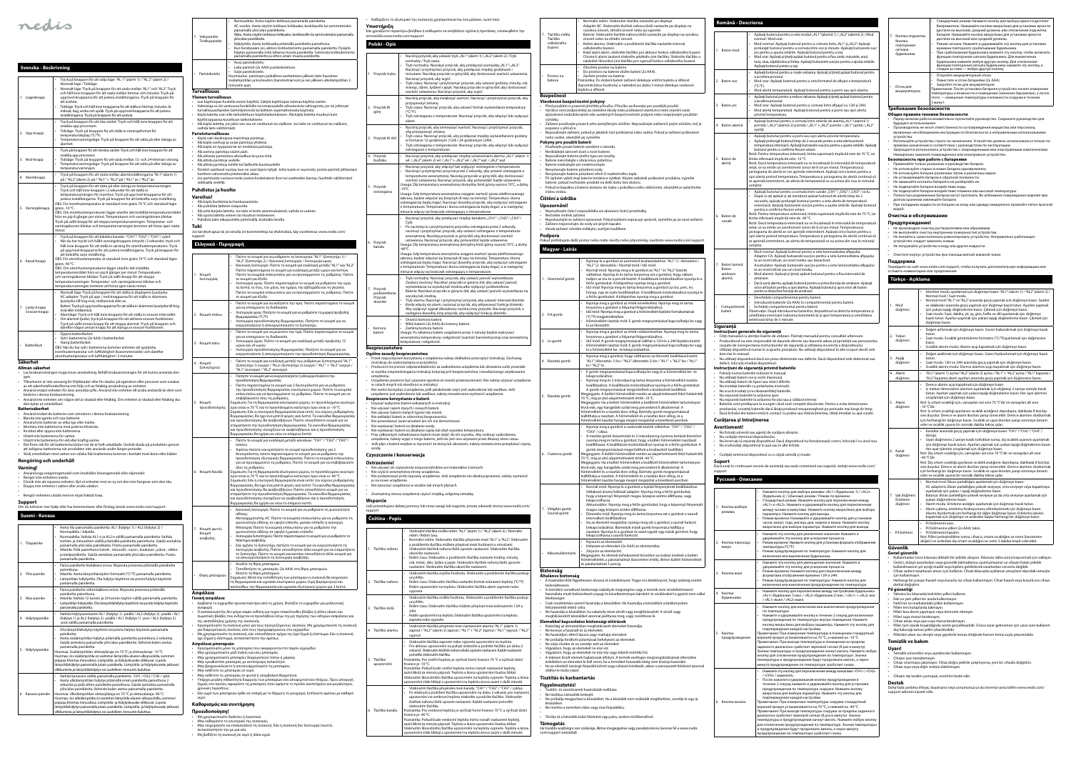## Svenska - Beskrivning

| | |
|---|---|
| 1. Lägesknapp | Tryck på knappen för att välja läge: "AL 1" (larm 1) / "AL 2" (larm 2) / Normalt läge / Tidsläge. |
| 2. Upp-knapp | |
| 3. Ned-knapp | |
| 4. Alarmknapp | |
| 5. Varningsknapp | |
| 6. Kanal-knapp | |
| 7. Lamp-knapp Snooze-knapp | |
| 8. Batterifack | |

### Säkerhet

### Batterivarningar

### Rengöring och underhåll

#### Varning!

### Support

## Suomi - Kuvaus

| | |
|---|---|
| 1. Tilapainike | |
| 2. Ylös-painike | |
| 3. Alas-painike | |
| 4. Hälytyspainike | |
| 5. Hälytyspainike | |
| 6. Kanava-painike | |
| 7. Valopainike Torkkupainike | |
| 8. Paristolokero | |

### Turvallisuus

### Paristoturvallisuus

### Puhdistus ja huolto

#### Varoitus!

### Tuki

## Ελληνικά - Περιγραφή

| | |
|---|---|
| 1. Κουμπί λειτουργίας | |
| 2. Κουμπί επάνω | |
| 3. Κουμπί κάτω | |
| 4. Κουμπί ξυπνητηριού | |
| 5. Κουμπί προειδοποίησης | |
| 6. Κουμπί Καναλιού | |
| 7. Κουμπί φωτός Κουμπί αναβολής | |
| 8. Θήκη μπαταριών | |

### Ασφάλεια

### Ασφάλεια μπαταριών

### Καθαρισμός και συντήρηση

#### Προειδοποίηση!

### Υποστήριξη

## Polski - Opis

| | |
|---|---|
| 1. Przycisk trybu | |
| 2. Przycisk W górę | |
| 3. Przycisk W dół | |
| 4. Przycisk budzika | |
| 5. Przycisk ostrzegania | |
| 6. Przycisk kanału | |
| 7. Przycisk podświetlenia Przycisk drzemki | |
| 8. Komora baterii | |

### Bezpieczeństwo

### Czyszczenie i konserwacja

#### Ostrzeżenie!

### Wsparcie

## Čeština - Popis

| | |
|---|---|
| 1. Tlačítko režimu | |
| 2. Tlačítko nahoru | |
| 3. Tlačítko dolů | |
| 4. Tlačítko alarmu | |
| 5. Tlačítko upozornění | |
| 6. Tlačítko kanálu | |
| 7. Tlačítko světla Tlačítko odloženého buzení | |
| 8. Prostor na baterie | |

### Bezpečnost

### Čištění a údržba

#### Upozornění!

### Podpora

## Magyar - Leírás

| | |
|---|---|
| 1. Üzemmód gomb | |
| 2. Fel gomb | |
| 3. Le gomb | |
| 4. Riasztás gomb | |
| 5. Riasztás gomb | |
| 6. Csatorna gomb | |
| 7. Világítás gomb Szundi gomb | |
| 8. Akkumulátortartó | |

### Biztonság

### Tisztítás és karbantartás

#### Figyelmeztetés!

### Támogatás

## Română - Descriere

| | |
|---|---|
| 1. Buton mod | |
| 2. Buton sus | |
| 3. Buton jos | |
| 4. Buton alarmă | |
| 5. Buton de alertă | |
| 6. Buton de canale | |
| 7. Buton lumină Buton amânare alarmă | |
| 8. Compartiment baterii | |

### Siguranță

### Curățarea și întreținerea

#### Avertisment!

### Suport

## Русский - Описание

| | |
|---|---|
| 1. Кнопка выбора режима | |
| 2. Кнопка перехода вверх | |
| 3. Кнопка вниз | |
| 4. Кнопка будильника | |
| 5. Кнопка предупреждения | |
| 6. Кнопка канала | |
| 7. Кнопка подсветки Кнопка повторной сигнала будильника | |
| 8. Отсек для аккумуляторов | |

### Требования безопасности

### Очистка и обслуживание

#### Предупреждение!

### Поддержка

## Türkçe - Açıklama

| | |
|---|---|
| 1. Mod düğmesi | |
| 2. Yukarı düğmesi | |
| 3. Aşağı düğmesi | |
| 4. Alarm düğmesi | |
| 5. Alarm düğmesi | |
| 6. Kanal düğmesi | |
| 7. Işık düğmesi Erteleme düğmesi | |
| 8. Pil bölmesi | |

### Güvenlik

### Temizlik ve bakım

#### Uyarı!

### Destek